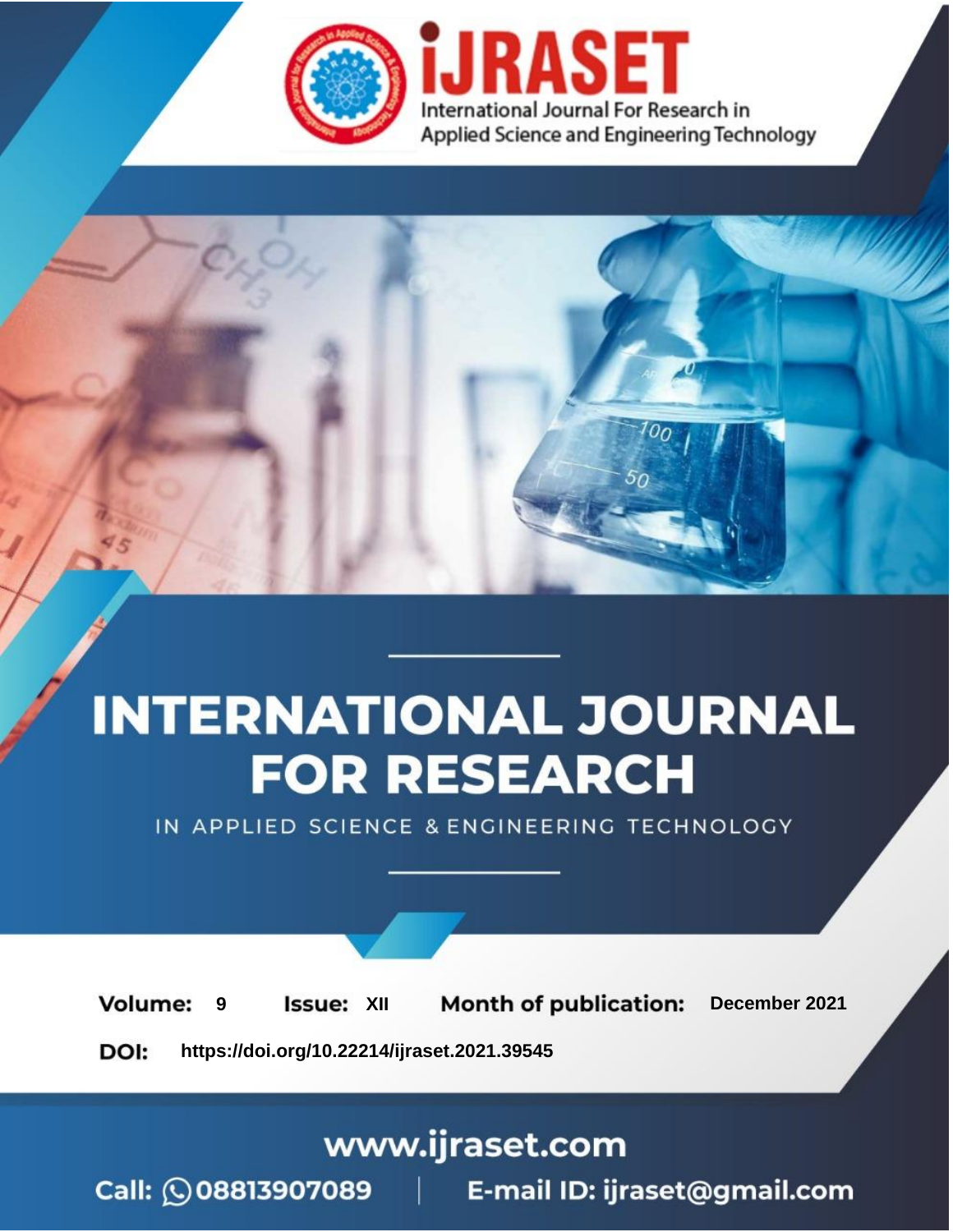International Journal For Research in Applied Science and Engineering Technology

# INTERNATIONAL JOURNAL FOR RESEARCH

IN APPLIED SCIENCE & ENGINEERING TECHNOLOGY

**Volume:** 9 **Issue:** XII **Month of publication:** December 2021

**DOI:** https://doi.org/10.22214/ijraset.2021.39545

www.ijraset.com

Call: 08813907089 | E-mail ID: ijraset@gmail.com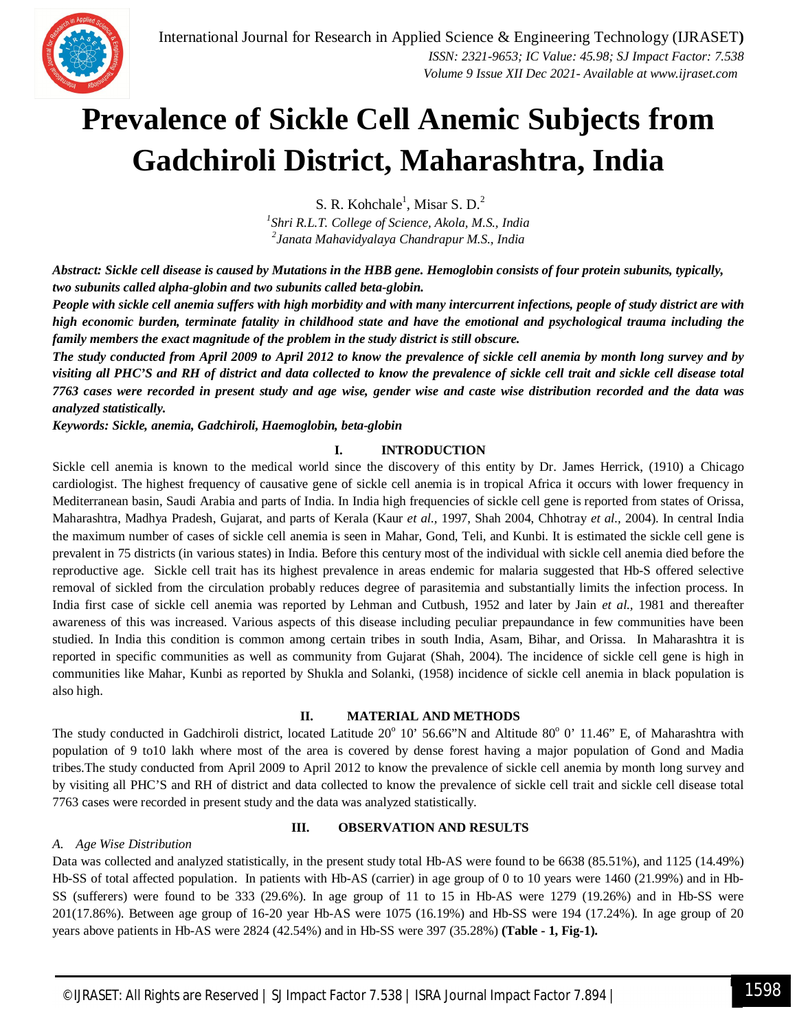# Prevalence of Sickle Cell Anemic Subjects from Gadchiroli District, Maharashtra, India

S. R. Kohchale[1], Misar S. D.[2]

[1]*Shri R.L.T. College of Science, Akola, M.S., India*
[2]*Janata Mahavidyalaya Chandrapur M.S., India*

***Abstract: Sickle cell disease is caused by Mutations in the HBB gene. Hemoglobin consists of four protein subunits, typically, two subunits called alpha-globin and two subunits called beta-globin.***

***People with sickle cell anemia suffers with high morbidity and with many intercurrent infections, people of study district are with high economic burden, terminate fatality in childhood state and have the emotional and psychological trauma including the family members the exact magnitude of the problem in the study district is still obscure.***

***The study conducted from April 2009 to April 2012 to know the prevalence of sickle cell anemia by month long survey and by visiting all PHC'S and RH of district and data collected to know the prevalence of sickle cell trait and sickle cell disease total 7763 cases were recorded in present study and age wise, gender wise and caste wise distribution recorded and the data was analyzed statistically.***

***Keywords: Sickle, anemia, Gadchiroli, Haemoglobin, beta-globin***

## I. INTRODUCTION

Sickle cell anemia is known to the medical world since the discovery of this entity by Dr. James Herrick, (1910) a Chicago cardiologist. The highest frequency of causative gene of sickle cell anemia is in tropical Africa it occurs with lower frequency in Mediterranean basin, Saudi Arabia and parts of India. In India high frequencies of sickle cell gene is reported from states of Orissa, Maharashtra, Madhya Pradesh, Gujarat, and parts of Kerala (Kaur *et al.,* 1997, Shah 2004, Chhotray *et al.,* 2004). In central India the maximum number of cases of sickle cell anemia is seen in Mahar, Gond, Teli, and Kunbi. It is estimated the sickle cell gene is prevalent in 75 districts (in various states) in India. Before this century most of the individual with sickle cell anemia died before the reproductive age. Sickle cell trait has its highest prevalence in areas endemic for malaria suggested that Hb-S offered selective removal of sickled from the circulation probably reduces degree of parasitemia and substantially limits the infection process. In India first case of sickle cell anemia was reported by Lehman and Cutbush, 1952 and later by Jain *et al.,* 1981 and thereafter awareness of this was increased. Various aspects of this disease including peculiar prepaundance in few communities have been studied. In India this condition is common among certain tribes in south India, Asam, Bihar, and Orissa. In Maharashtra it is reported in specific communities as well as community from Gujarat (Shah, 2004). The incidence of sickle cell gene is high in communities like Mahar, Kunbi as reported by Shukla and Solanki, (1958) incidence of sickle cell anemia in black population is also high.

## II. MATERIAL AND METHODS

The study conducted in Gadchiroli district, located Latitude 20° 10' 56.66"N and Altitude 80° 0' 11.46" E, of Maharashtra with population of 9 to10 lakh where most of the area is covered by dense forest having a major population of Gond and Madia tribes.The study conducted from April 2009 to April 2012 to know the prevalence of sickle cell anemia by month long survey and by visiting all PHC'S and RH of district and data collected to know the prevalence of sickle cell trait and sickle cell disease total 7763 cases were recorded in present study and the data was analyzed statistically.

## III. OBSERVATION AND RESULTS

### *A. Age Wise Distribution*

Data was collected and analyzed statistically, in the present study total Hb-AS were found to be 6638 (85.51%), and 1125 (14.49%) Hb-SS of total affected population. In patients with Hb-AS (carrier) in age group of 0 to 10 years were 1460 (21.99%) and in Hb-SS (sufferers) were found to be 333 (29.6%). In age group of 11 to 15 in Hb-AS were 1279 (19.26%) and in Hb-SS were 201(17.86%). Between age group of 16-20 year Hb-AS were 1075 (16.19%) and Hb-SS were 194 (17.24%). In age group of 20 years above patients in Hb-AS were 2824 (42.54%) and in Hb-SS were 397 (35.28%) **(Table - 1, Fig-1).**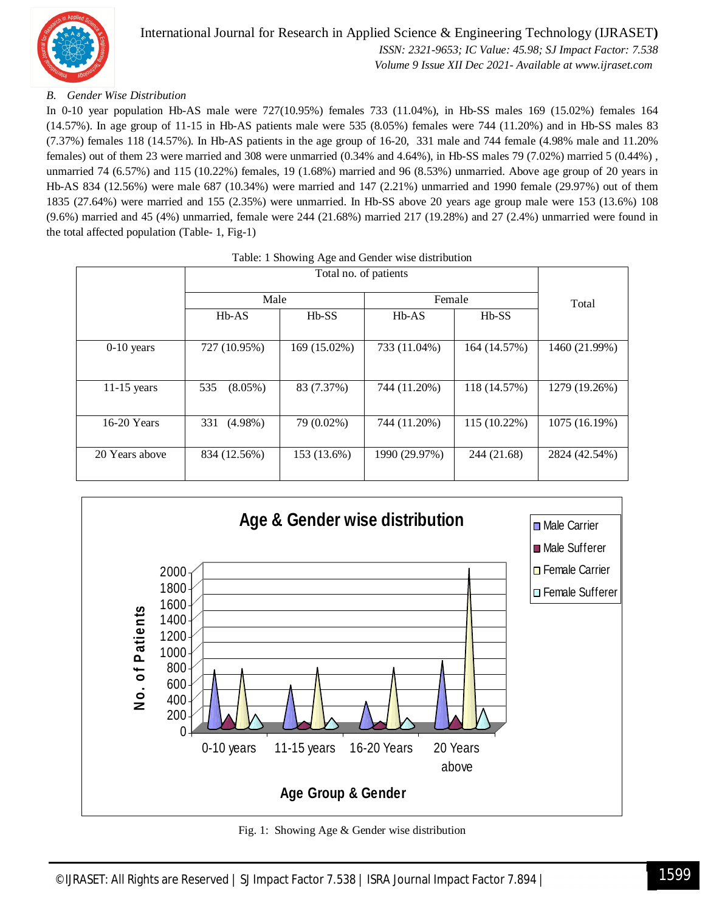### B. *Gender Wise Distribution*

In 0-10 year population Hb-AS male were 727(10.95%) females 733 (11.04%), in Hb-SS males 169 (15.02%) females 164 (14.57%). In age group of 11-15 in Hb-AS patients male were 535 (8.05%) females were 744 (11.20%) and in Hb-SS males 83 (7.37%) females 118 (14.57%). In Hb-AS patients in the age group of 16-20, 331 male and 744 female (4.98% male and 11.20% females) out of them 23 were married and 308 were unmarried (0.34% and 4.64%), in Hb-SS males 79 (7.02%) married 5 (0.44%) , unmarried 74 (6.57%) and 115 (10.22%) females, 19 (1.68%) married and 96 (8.53%) unmarried. Above age group of 20 years in Hb-AS 834 (12.56%) were male 687 (10.34%) were married and 147 (2.21%) unmarried and 1990 female (29.97%) out of them 1835 (27.64%) were married and 155 (2.35%) were unmarried. In Hb-SS above 20 years age group male were 153 (13.6%) 108 (9.6%) married and 45 (4%) unmarried, female were 244 (21.68%) married 217 (19.28%) and 27 (2.4%) unmarried were found in the total affected population (Table- 1, Fig-1)

Table: 1 Showing Age and Gender wise distribution

| | Total no. of patients | | | | Total |
|---|---|---|---|---|---|
| | Male | | Female | | |
| | Hb-AS | Hb-SS | Hb-AS | Hb-SS | |
| 0-10 years | 727 (10.95%) | 169 (15.02%) | 733 (11.04%) | 164 (14.57%) | 1460 (21.99%) |
| 11-15 years | 535 (8.05%) | 83 (7.37%) | 744 (11.20%) | 118 (14.57%) | 1279 (19.26%) |
| 16-20 Years | 331 (4.98%) | 79 (0.02%) | 744 (11.20%) | 115 (10.22%) | 1075 (16.19%) |
| 20 Years above | 834 (12.56%) | 153 (13.6%) | 1990 (29.97%) | 244 (21.68) | 2824 (42.54%) |

Fig. 1: Showing Age & Gender wise distribution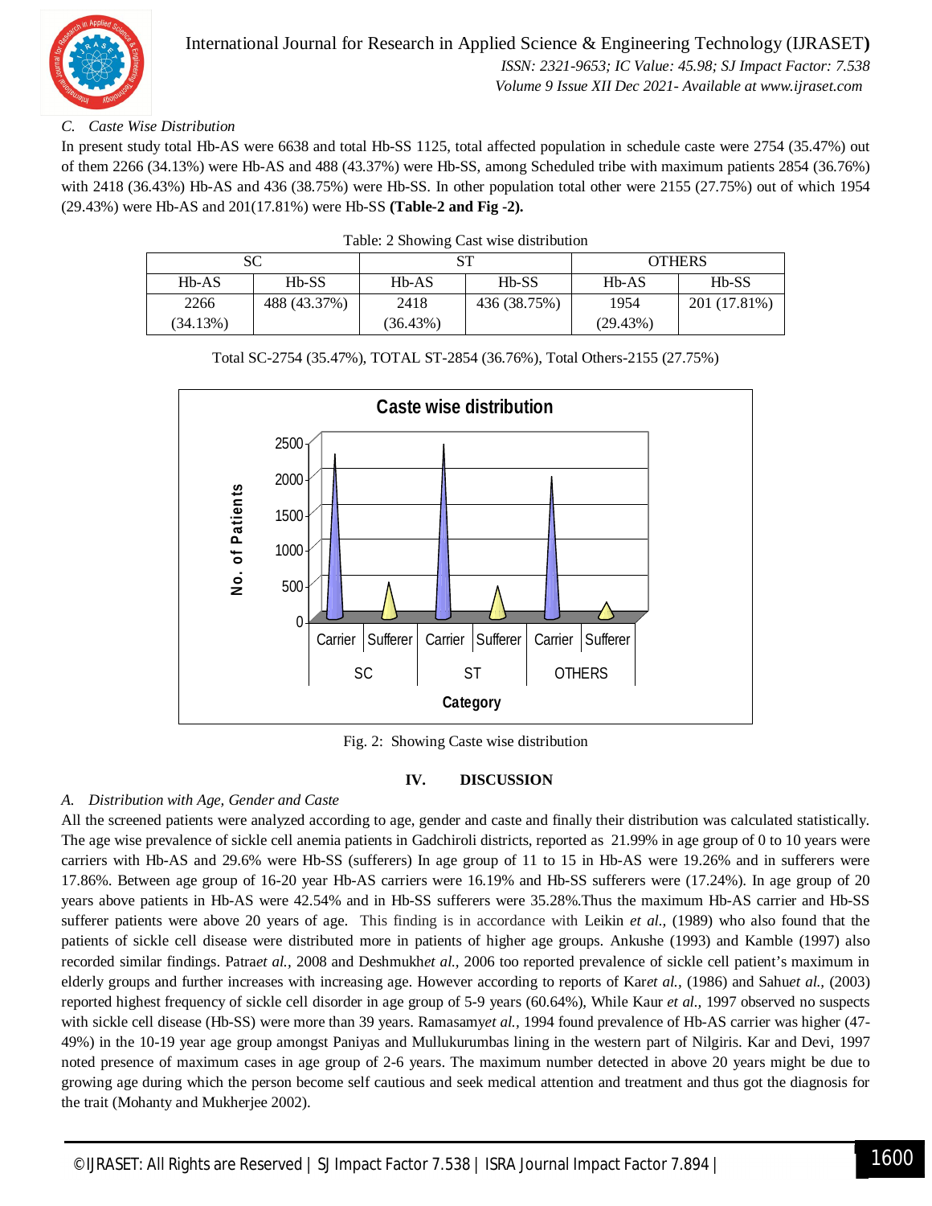### C. *Caste Wise Distribution*

In present study total Hb-AS were 6638 and total Hb-SS 1125, total affected population in schedule caste were 2754 (35.47%) out of them 2266 (34.13%) were Hb-AS and 488 (43.37%) were Hb-SS, among Scheduled tribe with maximum patients 2854 (36.76%) with 2418 (36.43%) Hb-AS and 436 (38.75%) were Hb-SS. In other population total other were 2155 (27.75%) out of which 1954 (29.43%) were Hb-AS and 201(17.81%) were Hb-SS **(Table-2 and Fig -2).**

Table: 2 Showing Cast wise distribution

| SC | | ST | | OTHERS | |
|---|---|---|---|---|---|
| Hb-AS | Hb-SS | Hb-AS | Hb-SS | Hb-AS | Hb-SS |
| 2266 (34.13%) | 488 (43.37%) | 2418 (36.43%) | 436 (38.75%) | 1954 (29.43%) | 201 (17.81%) |

Total SC-2754 (35.47%), TOTAL ST-2854 (36.76%), Total Others-2155 (27.75%)

Fig. 2: Showing Caste wise distribution

## IV. DISCUSSION

### A. *Distribution with Age, Gender and Caste*

All the screened patients were analyzed according to age, gender and caste and finally their distribution was calculated statistically. The age wise prevalence of sickle cell anemia patients in Gadchiroli districts, reported as 21.99% in age group of 0 to 10 years were carriers with Hb-AS and 29.6% were Hb-SS (sufferers) In age group of 11 to 15 in Hb-AS were 19.26% and in sufferers were 17.86%. Between age group of 16-20 year Hb-AS carriers were 16.19% and Hb-SS sufferers were (17.24%). In age group of 20 years above patients in Hb-AS were 42.54% and in Hb-SS sufferers were 35.28%.Thus the maximum Hb-AS carrier and Hb-SS sufferer patients were above 20 years of age. This finding is in accordance with Leikin *et al.,* (1989) who also found that the patients of sickle cell disease were distributed more in patients of higher age groups. Ankushe (1993) and Kamble (1997) also recorded similar findings. Patra*et al.,* 2008 and Deshmukh*et al.,* 2006 too reported prevalence of sickle cell patient's maximum in elderly groups and further increases with increasing age. However according to reports of Kar*et al.,* (1986) and Sahu*et al.,* (2003) reported highest frequency of sickle cell disorder in age group of 5-9 years (60.64%), While Kaur *et al.,* 1997 observed no suspects with sickle cell disease (Hb-SS) were more than 39 years. Ramasamy*et al.,* 1994 found prevalence of Hb-AS carrier was higher (47-49%) in the 10-19 year age group amongst Paniyas and Mullukurumbas lining in the western part of Nilgiris. Kar and Devi, 1997 noted presence of maximum cases in age group of 2-6 years. The maximum number detected in above 20 years might be due to growing age during which the person become self cautious and seek medical attention and treatment and thus got the diagnosis for the trait (Mohanty and Mukherjee 2002).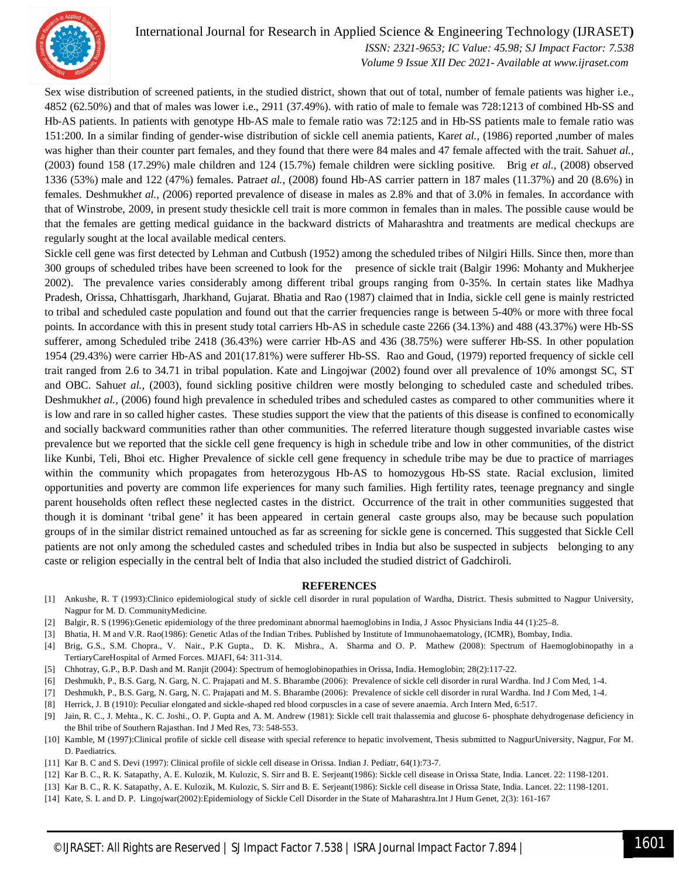Sex wise distribution of screened patients, in the studied district, shown that out of total, number of female patients was higher i.e., 4852 (62.50%) and that of males was lower i.e., 2911 (37.49%). with ratio of male to female was 728:1213 of combined Hb-SS and Hb-AS patients. In patients with genotype Hb-AS male to female ratio was 72:125 and in Hb-SS patients male to female ratio was 151:200. In a similar finding of gender-wise distribution of sickle cell anemia patients, Kar*et al.,* (1986) reported ,number of males was higher than their counter part females, and they found that there were 84 males and 47 female affected with the trait. Sahu*et al.,* (2003) found 158 (17.29%) male children and 124 (15.7%) female children were sickling positive. Brig *et al.,* (2008) observed 1336 (53%) male and 122 (47%) females. Patra*et al.,* (2008) found Hb-AS carrier pattern in 187 males (11.37%) and 20 (8.6%) in females. Deshmukh*et al., (*2006) reported prevalence of disease in males as 2.8% and that of 3.0% in females. In accordance with that of Winstrobe, 2009, in present study thesickle cell trait is more common in females than in males. The possible cause would be that the females are getting medical guidance in the backward districts of Maharashtra and treatments are medical checkups are regularly sought at the local available medical centers.

Sickle cell gene was first detected by Lehman and Cutbush (1952) among the scheduled tribes of Nilgiri Hills. Since then, more than 300 groups of scheduled tribes have been screened to look for the presence of sickle trait (Balgir 1996: Mohanty and Mukherjee 2002). The prevalence varies considerably among different tribal groups ranging from 0-35%. In certain states like Madhya Pradesh, Orissa, Chhattisgarh, Jharkhand, Gujarat. Bhatia and Rao (1987) claimed that in India, sickle cell gene is mainly restricted to tribal and scheduled caste population and found out that the carrier frequencies range is between 5-40% or more with three focal points. In accordance with this in present study total carriers Hb-AS in schedule caste 2266 (34.13%) and 488 (43.37%) were Hb-SS sufferer, among Scheduled tribe 2418 (36.43%) were carrier Hb-AS and 436 (38.75%) were sufferer Hb-SS. In other population 1954 (29.43%) were carrier Hb-AS and 201(17.81%) were sufferer Hb-SS. Rao and Goud, (1979) reported frequency of sickle cell trait ranged from 2.6 to 34.71 in tribal population. Kate and Lingojwar (2002) found over all prevalence of 10% amongst SC, ST and OBC. Sahu*et al.,* (2003), found sickling positive children were mostly belonging to scheduled caste and scheduled tribes. Deshmukh*et al.,* (2006) found high prevalence in scheduled tribes and scheduled castes as compared to other communities where it is low and rare in so called higher castes. These studies support the view that the patients of this disease is confined to economically and socially backward communities rather than other communities. The referred literature though suggested invariable castes wise prevalence but we reported that the sickle cell gene frequency is high in schedule tribe and low in other communities, of the district like Kunbi, Teli, Bhoi etc. Higher Prevalence of sickle cell gene frequency in schedule tribe may be due to practice of marriages within the community which propagates from heterozygous Hb-AS to homozygous Hb-SS state. Racial exclusion, limited opportunities and poverty are common life experiences for many such families. High fertility rates, teenage pregnancy and single parent households often reflect these neglected castes in the district. Occurrence of the trait in other communities suggested that though it is dominant 'tribal gene' it has been appeared in certain general caste groups also, may be because such population groups of in the similar district remained untouched as far as screening for sickle gene is concerned. This suggested that Sickle Cell patients are not only among the scheduled castes and scheduled tribes in India but also be suspected in subjects belonging to any caste or religion especially in the central belt of India that also included the studied district of Gadchiroli.

## REFERENCES

[1] Ankushe, R. T (1993):Clinico epidemiological study of sickle cell disorder in rural population of Wardha, District. Thesis submitted to Nagpur University, Nagpur for M. D. CommunityMedicine.

[2] Balgir, R. S (1996):Genetic epidemiology of the three predominant abnormal haemoglobins in India, J Assoc Physicians India 44 (1):25–8.

[3] Bhatia, H. M and V.R. Rao(1986): Genetic Atlas of the Indian Tribes. Published by Institute of Immunohaematology, (ICMR), Bombay, India.

[4] Brig, G.S., S.M. Chopra., V. Nair., P.K Gupta., D. K. Mishra., A. Sharma and O. P. Mathew (2008): Spectrum of Haemoglobinopathy in a TertiaryCareHospital of Armed Forces. MJAFI, 64: 311-314.

[5] Chhotray, G.P., B.P. Dash and M. Ranjit (2004): Spectrum of hemoglobinopathies in Orissa, India. Hemoglobin; 28(2):117-22.

[6] Deshmukh, P., B.S. Garg, N. Garg, N. C. Prajapati and M. S. Bharambe (2006): Prevalence of sickle cell disorder in rural Wardha. Ind J Com Med, 1-4.

[7] Deshmukh, P., B.S. Garg, N. Garg, N. C. Prajapati and M. S. Bharambe (2006): Prevalence of sickle cell disorder in rural Wardha. Ind J Com Med, 1-4.

[8] Herrick, J. B (1910): Peculiar elongated and sickle-shaped red blood corpuscles in a case of severe anaemia. Arch Intern Med, 6:517.

[9] Jain, R. C., J. Mehta., K. C. Joshi., O. P. Gupta and A. M. Andrew (1981): Sickle cell trait thalassemia and glucose 6- phosphate dehydrogenase deficiency in the Bhil tribe of Southern Rajasthan. Ind J Med Res, 73: 548-553.

[10] Kamble, M (1997):Clinical profile of sickle cell disease with special reference to hepatic involvement, Thesis submitted to NagpurUniversity, Nagpur, For M. D. Paediatrics.

[11] Kar B. C and S. Devi (1997): Clinical profile of sickle cell disease in Orissa. Indian J. Pediatr, 64(1):73-7.

[12] Kar B. C., R. K. Satapathy, A. E. Kulozik, M. Kulozic, S. Sirr and B. E. Serjeant(1986): Sickle cell disease in Orissa State, India. Lancet. 22: 1198-1201.

[13] Kar B. C., R. K. Satapathy, A. E. Kulozik, M. Kulozic, S. Sirr and B. E. Serjeant(1986): Sickle cell disease in Orissa State, India. Lancet. 22: 1198-1201.

[14] Kate, S. L and D. P. Lingojwar(2002):Epidemiology of Sickle Cell Disorder in the State of Maharashtra.Int J Hum Genet, 2(3): 161-167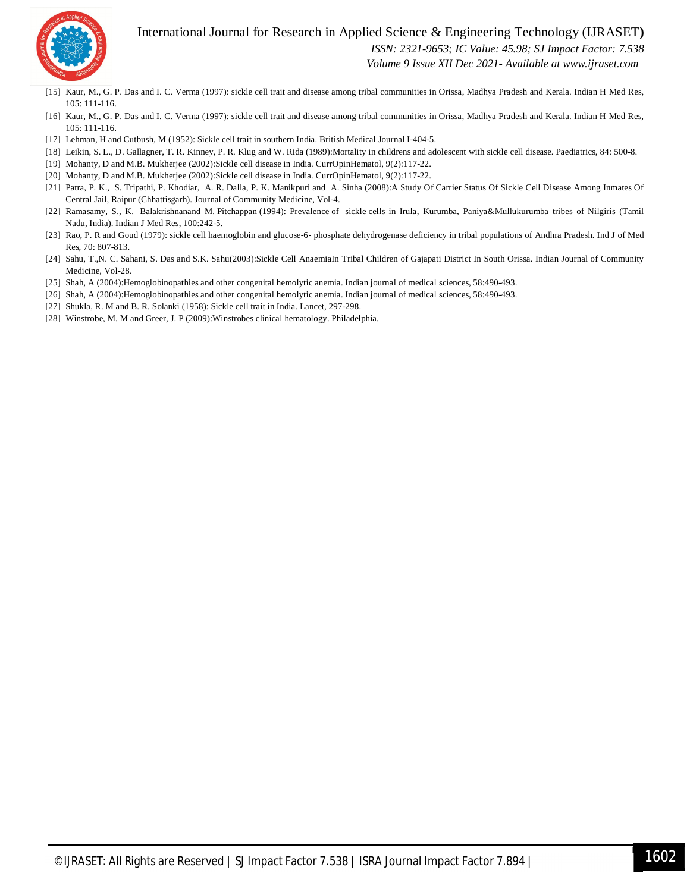[15] Kaur, M., G. P. Das and I. C. Verma (1997): sickle cell trait and disease among tribal communities in Orissa, Madhya Pradesh and Kerala. Indian H Med Res, 105: 111-116.

[16] Kaur, M., G. P. Das and I. C. Verma (1997): sickle cell trait and disease among tribal communities in Orissa, Madhya Pradesh and Kerala. Indian H Med Res, 105: 111-116.

[17] Lehman, H and Cutbush, M (1952): Sickle cell trait in southern India. British Medical Journal I-404-5.

[18] Leikin, S. L., D. Gallagner, T. R. Kinney, P. R. Klug and W. Rida (1989):Mortality in childrens and adolescent with sickle cell disease. Paediatrics, 84: 500-8.

[19] Mohanty, D and M.B. Mukherjee (2002):Sickle cell disease in India. CurrOpinHematol, 9(2):117-22.

[20] Mohanty, D and M.B. Mukherjee (2002):Sickle cell disease in India. CurrOpinHematol, 9(2):117-22.

[21] Patra, P. K., S. Tripathi, P. Khodiar, A. R. Dalla, P. K. Manikpuri and A. Sinha (2008):A Study Of Carrier Status Of Sickle Cell Disease Among Inmates Of Central Jail, Raipur (Chhattisgarh). Journal of Community Medicine, Vol-4.

[22] Ramasamy, S., K. Balakrishnanand M. Pitchappan (1994): Prevalence of sickle cells in Irula, Kurumba, Paniya&Mullukurumba tribes of Nilgiris (Tamil Nadu, India). Indian J Med Res, 100:242-5.

[23] Rao, P. R and Goud (1979): sickle cell haemoglobin and glucose-6- phosphate dehydrogenase deficiency in tribal populations of Andhra Pradesh. Ind J of Med Res, 70: 807-813.

[24] Sahu, T.,N. C. Sahani, S. Das and S.K. Sahu(2003):Sickle Cell AnaemiaIn Tribal Children of Gajapati District In South Orissa. Indian Journal of Community Medicine, Vol-28.

[25] Shah, A (2004):Hemoglobinopathies and other congenital hemolytic anemia. Indian journal of medical sciences, 58:490-493.

[26] Shah, A (2004):Hemoglobinopathies and other congenital hemolytic anemia. Indian journal of medical sciences, 58:490-493.

[27] Shukla, R. M and B. R. Solanki (1958): Sickle cell trait in India. Lancet, 297-298.

[28] Winstrobe, M. M and Greer, J. P (2009):Winstrobes clinical hematology. Philadelphia.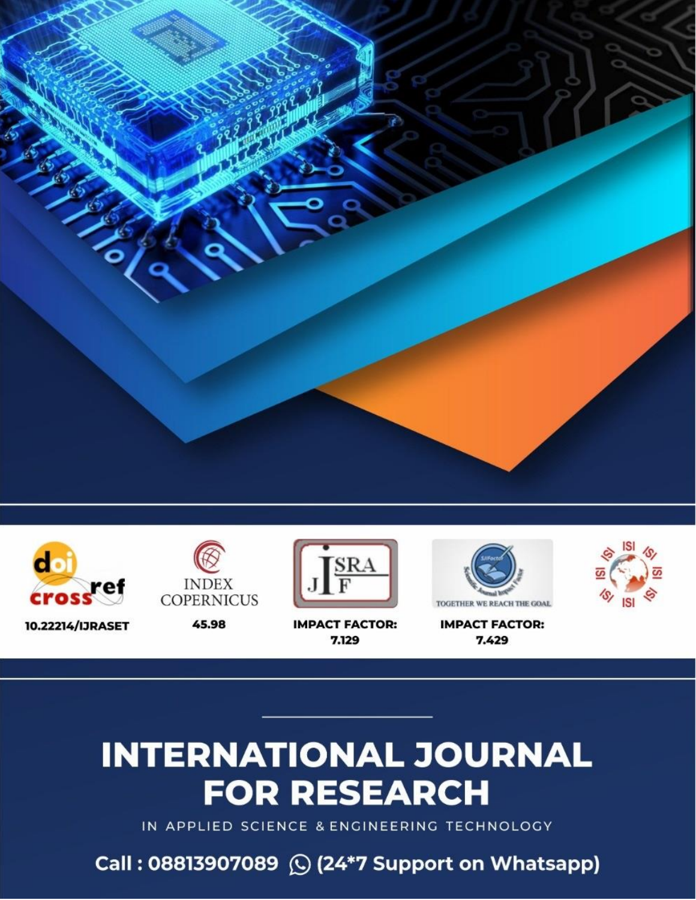10.22214/IJRASET

45.98

IMPACT FACTOR: 7.129

IMPACT FACTOR: 7.429

# INTERNATIONAL JOURNAL FOR RESEARCH

IN APPLIED SCIENCE & ENGINEERING TECHNOLOGY

Call : 08813907089 (24*7 Support on Whatsapp)